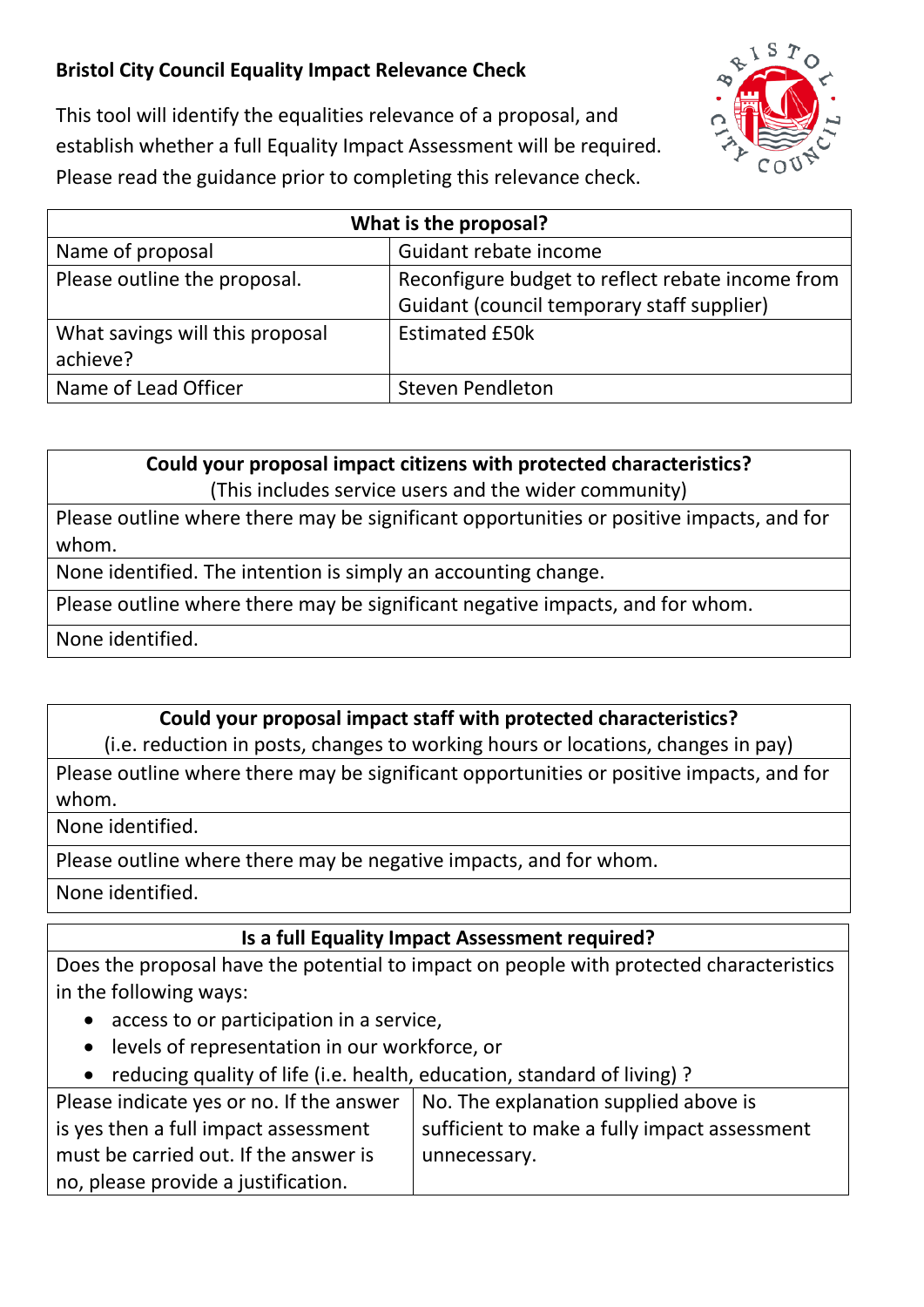# Bristol City Council Equality Impact Relevance Check

This tool will identify the equalities relevance of a proposal, and establish whether a full Equality Impact Assessment will be required. Please read the guidance prior to completing this relevance check.

| What is the proposal? | |
|---|---|
| Name of proposal | Guidant rebate income |
| Please outline the proposal. | Reconfigure budget to reflect rebate income from Guidant (council temporary staff supplier) |
| What savings will this proposal achieve? | Estimated £50k |
| Name of Lead Officer | Steven Pendleton |

| **Could your proposal impact citizens with protected characteristics?** (This includes service users and the wider community) |
|---|
| Please outline where there may be significant opportunities or positive impacts, and for whom. |
| None identified. The intention is simply an accounting change. |
| Please outline where there may be significant negative impacts, and for whom. |
| None identified. |

| **Could your proposal impact staff with protected characteristics?** (i.e. reduction in posts, changes to working hours or locations, changes in pay) |
|---|
| Please outline where there may be significant opportunities or positive impacts, and for whom. |
| None identified. |
| Please outline where there may be negative impacts, and for whom. |
| None identified. |

| **Is a full Equality Impact Assessment required?** | |
|---|---|
| Does the proposal have the potential to impact on people with protected characteristics in the following ways:<br>• access to or participation in a service,<br>• levels of representation in our workforce, or<br>• reducing quality of life (i.e. health, education, standard of living) ? | |
| Please indicate yes or no. If the answer is yes then a full impact assessment must be carried out. If the answer is no, please provide a justification. | No. The explanation supplied above is sufficient to make a fully impact assessment unnecessary. |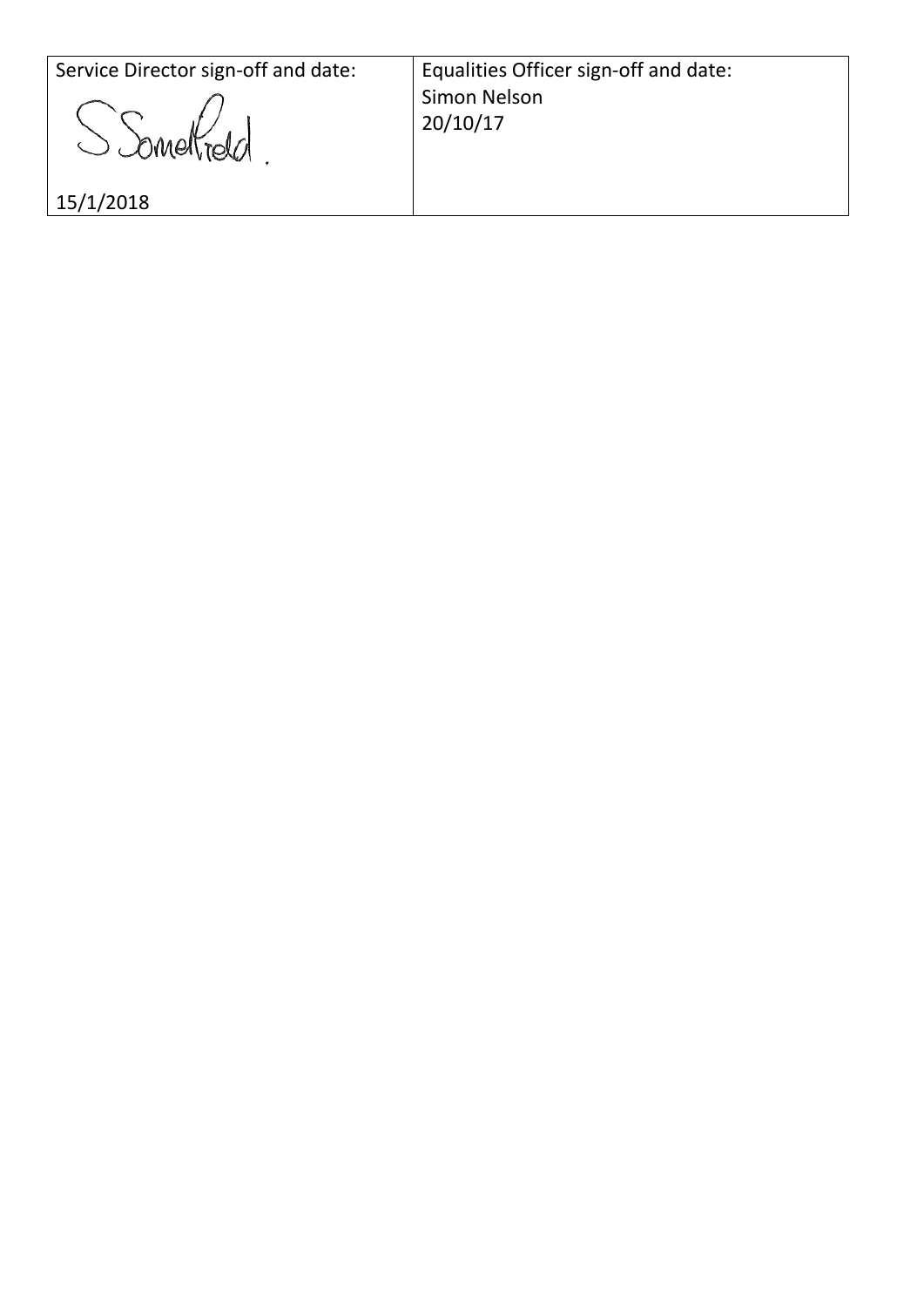| | |
|---|---|
| Service Director sign-off and date:<br>S Somerfield<br>15/1/2018 | Equalities Officer sign-off and date:<br>Simon Nelson<br>20/10/17 |